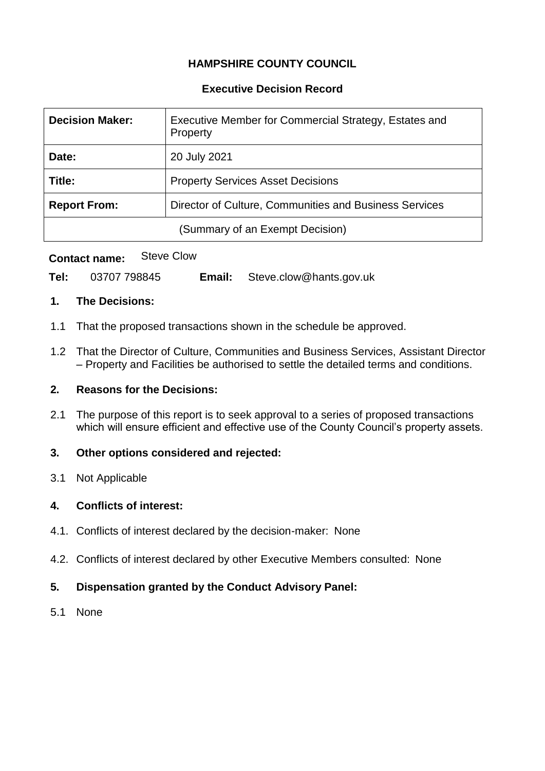**HAMPSHIRE COUNTY COUNCIL**

**Executive Decision Record**

| **Decision Maker:** | Executive Member for Commercial Strategy, Estates and Property |
|---|---|
| **Date:** | 20 July 2021 |
| **Title:** | Property Services Asset Decisions |
| **Report From:** | Director of Culture, Communities and Business Services |
| (Summary of an Exempt Decision) | |

**Contact name:** Steve Clow

**Tel:** 03707 798845 **Email:** Steve.clow@hants.gov.uk

## 1. The Decisions:

1.1 That the proposed transactions shown in the schedule be approved.

1.2 That the Director of Culture, Communities and Business Services, Assistant Director – Property and Facilities be authorised to settle the detailed terms and conditions.

## 2. Reasons for the Decisions:

2.1 The purpose of this report is to seek approval to a series of proposed transactions which will ensure efficient and effective use of the County Council's property assets.

## 3. Other options considered and rejected:

3.1 Not Applicable

## 4. Conflicts of interest:

4.1. Conflicts of interest declared by the decision-maker: None

4.2. Conflicts of interest declared by other Executive Members consulted: None

## 5. Dispensation granted by the Conduct Advisory Panel:

5.1 None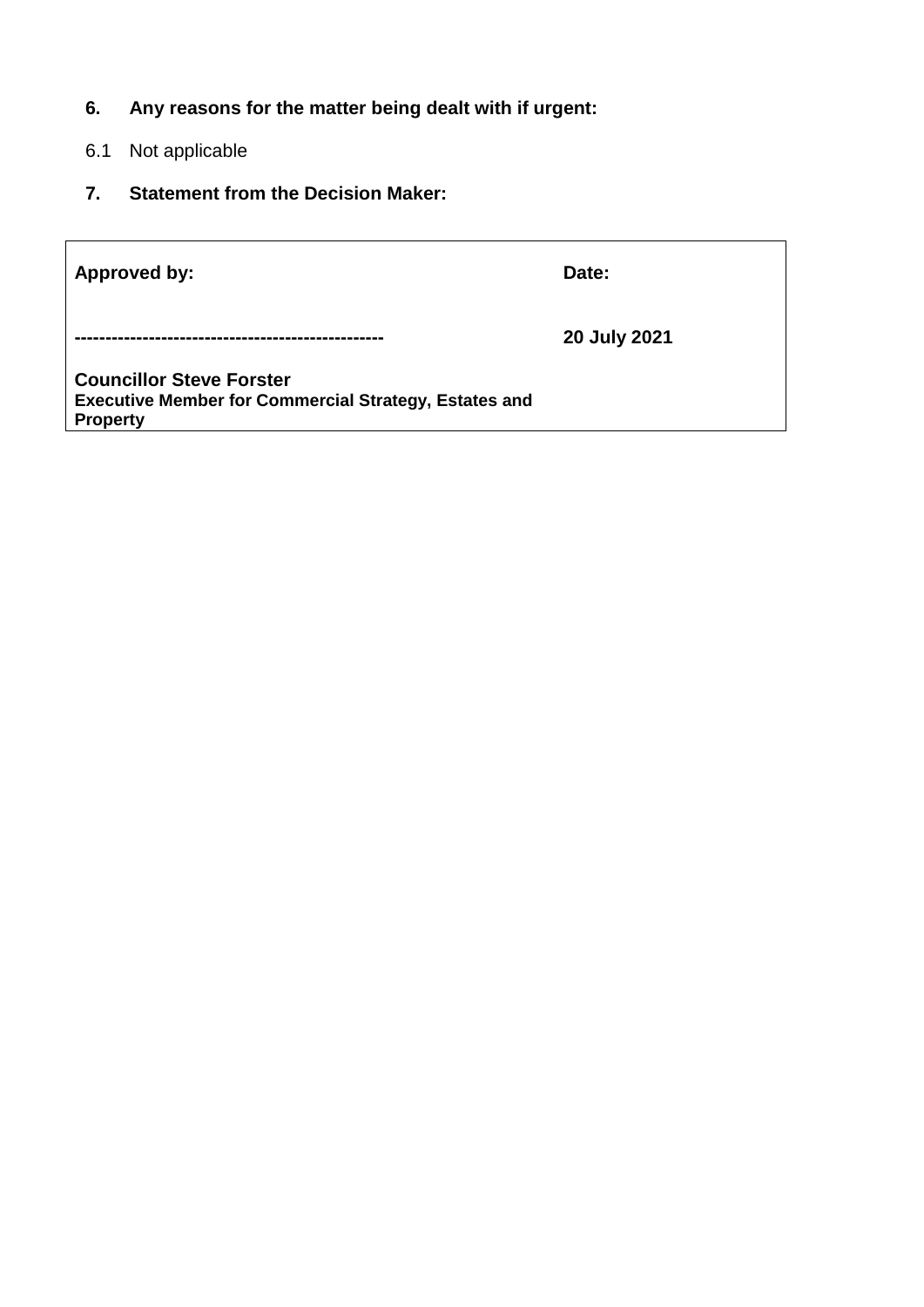**6. Any reasons for the matter being dealt with if urgent:**

6.1 Not applicable

**7. Statement from the Decision Maker:**

| | |
|---|---|
| **Approved by:** | **Date:** |
| **-------------------------------------------------** | **20 July 2021** |
| **Councillor Steve Forster**<br>**Executive Member for Commercial Strategy, Estates and Property** | |